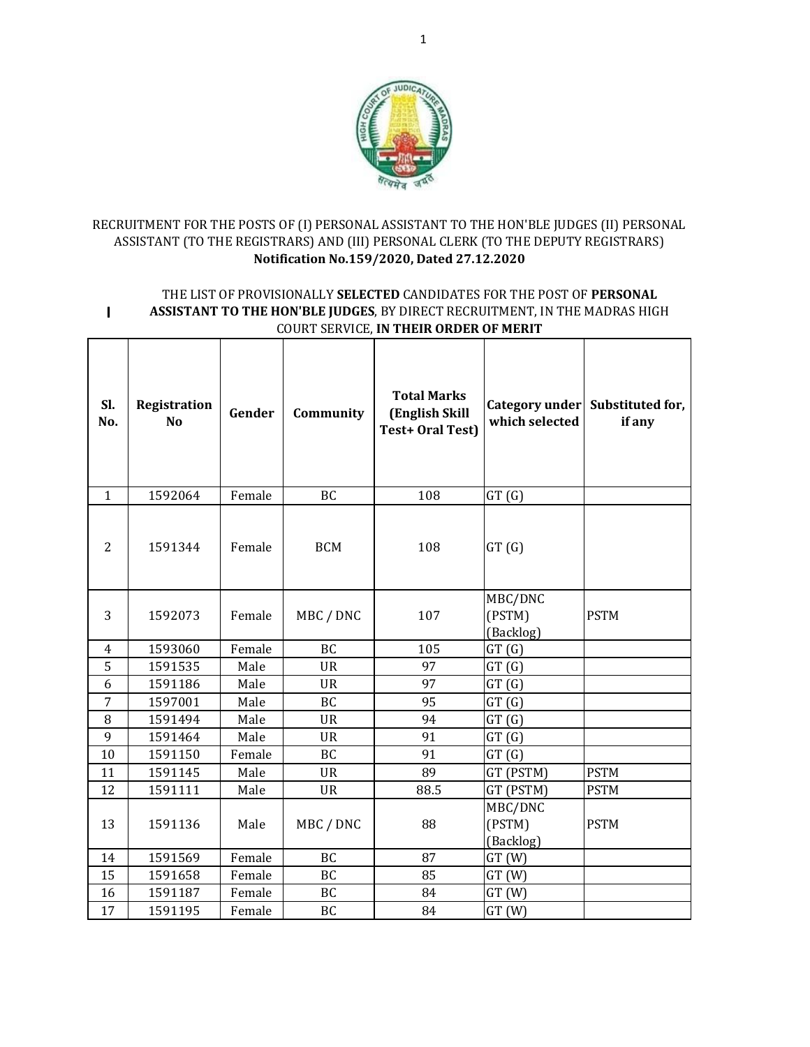RECRUITMENT FOR THE POSTS OF (I) PERSONAL ASSISTANT TO THE HON'BLE JUDGES (II) PERSONAL ASSISTANT (TO THE REGISTRARS) AND (III) PERSONAL CLERK (TO THE DEPUTY REGISTRARS)
**Notification No.159/2020, Dated 27.12.2020**

I THE LIST OF PROVISIONALLY **SELECTED** CANDIDATES FOR THE POST OF **PERSONAL ASSISTANT TO THE HON'BLE JUDGES**, BY DIRECT RECRUITMENT, IN THE MADRAS HIGH COURT SERVICE, **IN THEIR ORDER OF MERIT**

| Sl. No. | Registration No | Gender | Community | Total Marks (English Skill Test+ Oral Test) | Category under which selected | Substituted for, if any |
|---|---|---|---|---|---|---|
| 1 | 1592064 | Female | BC | 108 | GT (G) | |
| 2 | 1591344 | Female | BCM | 108 | GT (G) | |
| 3 | 1592073 | Female | MBC / DNC | 107 | MBC/DNC (PSTM) (Backlog) | PSTM |
| 4 | 1593060 | Female | BC | 105 | GT (G) | |
| 5 | 1591535 | Male | UR | 97 | GT (G) | |
| 6 | 1591186 | Male | UR | 97 | GT (G) | |
| 7 | 1597001 | Male | BC | 95 | GT (G) | |
| 8 | 1591494 | Male | UR | 94 | GT (G) | |
| 9 | 1591464 | Male | UR | 91 | GT (G) | |
| 10 | 1591150 | Female | BC | 91 | GT (G) | |
| 11 | 1591145 | Male | UR | 89 | GT (PSTM) | PSTM |
| 12 | 1591111 | Male | UR | 88.5 | GT (PSTM) | PSTM |
| 13 | 1591136 | Male | MBC / DNC | 88 | MBC/DNC (PSTM) (Backlog) | PSTM |
| 14 | 1591569 | Female | BC | 87 | GT (W) | |
| 15 | 1591658 | Female | BC | 85 | GT (W) | |
| 16 | 1591187 | Female | BC | 84 | GT (W) | |
| 17 | 1591195 | Female | BC | 84 | GT (W) | |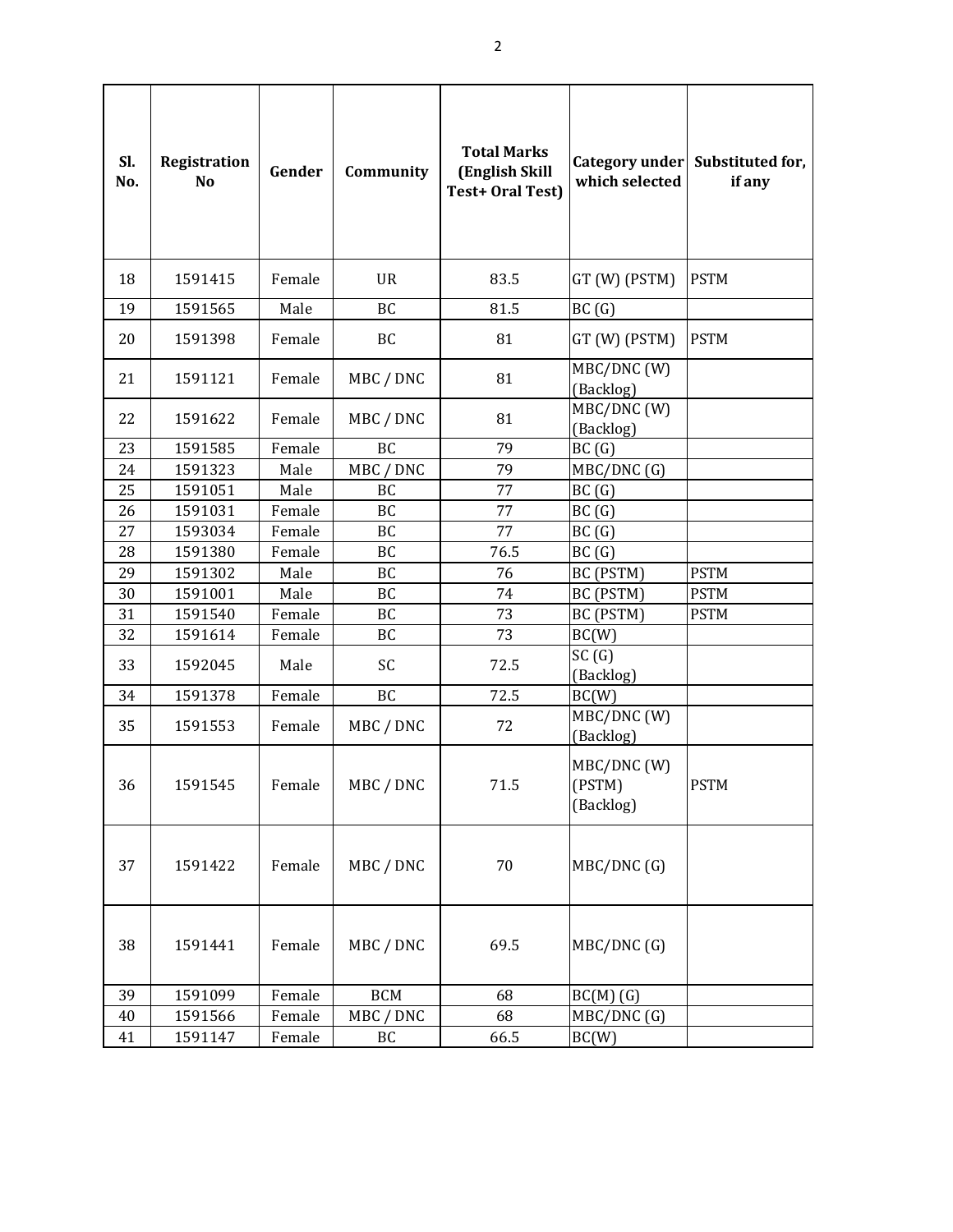| Sl. No. | Registration No | Gender | Community | Total Marks (English Skill Test+ Oral Test) | Category under which selected | Substituted for, if any |
|---|---|---|---|---|---|---|
| 18 | 1591415 | Female | UR | 83.5 | GT (W) (PSTM) | PSTM |
| 19 | 1591565 | Male | BC | 81.5 | BC (G) | |
| 20 | 1591398 | Female | BC | 81 | GT (W) (PSTM) | PSTM |
| 21 | 1591121 | Female | MBC / DNC | 81 | MBC/DNC (W) (Backlog) | |
| 22 | 1591622 | Female | MBC / DNC | 81 | MBC/DNC (W) (Backlog) | |
| 23 | 1591585 | Female | BC | 79 | BC (G) | |
| 24 | 1591323 | Male | MBC / DNC | 79 | MBC/DNC (G) | |
| 25 | 1591051 | Male | BC | 77 | BC (G) | |
| 26 | 1591031 | Female | BC | 77 | BC (G) | |
| 27 | 1593034 | Female | BC | 77 | BC (G) | |
| 28 | 1591380 | Female | BC | 76.5 | BC (G) | |
| 29 | 1591302 | Male | BC | 76 | BC (PSTM) | PSTM |
| 30 | 1591001 | Male | BC | 74 | BC (PSTM) | PSTM |
| 31 | 1591540 | Female | BC | 73 | BC (PSTM) | PSTM |
| 32 | 1591614 | Female | BC | 73 | BC(W) | |
| 33 | 1592045 | Male | SC | 72.5 | SC (G) (Backlog) | |
| 34 | 1591378 | Female | BC | 72.5 | BC(W) | |
| 35 | 1591553 | Female | MBC / DNC | 72 | MBC/DNC (W) (Backlog) | |
| 36 | 1591545 | Female | MBC / DNC | 71.5 | MBC/DNC (W) (PSTM) (Backlog) | PSTM |
| 37 | 1591422 | Female | MBC / DNC | 70 | MBC/DNC (G) | |
| 38 | 1591441 | Female | MBC / DNC | 69.5 | MBC/DNC (G) | |
| 39 | 1591099 | Female | BCM | 68 | BC(M) (G) | |
| 40 | 1591566 | Female | MBC / DNC | 68 | MBC/DNC (G) | |
| 41 | 1591147 | Female | BC | 66.5 | BC(W) | |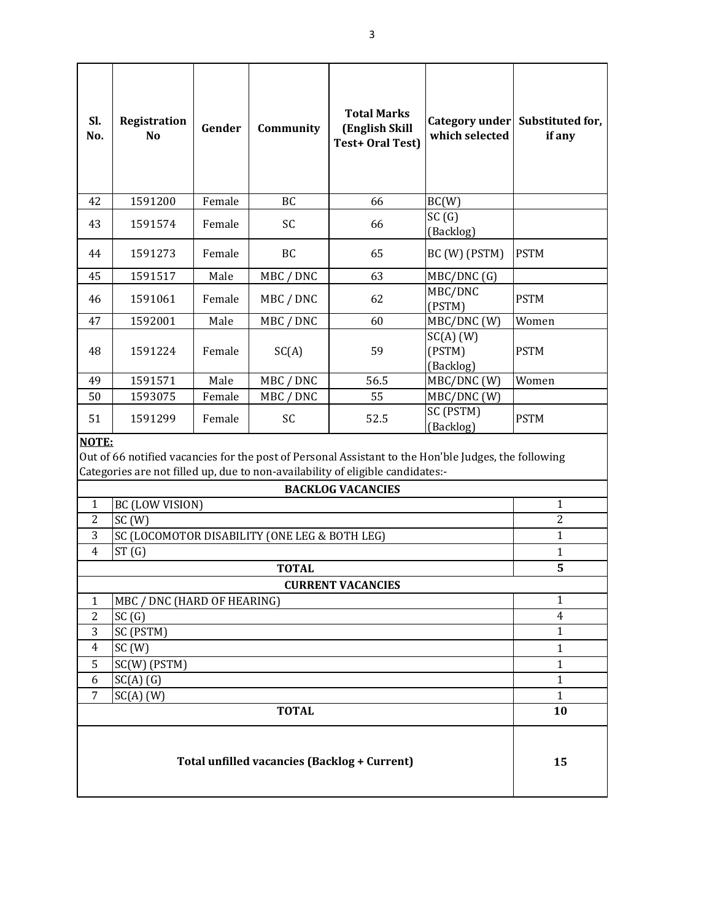| Sl. No. | Registration No | Gender | Community | Total Marks (English Skill Test+ Oral Test) | Category under which selected | Substituted for, if any |
|---|---|---|---|---|---|---|
| 42 | 1591200 | Female | BC | 66 | BC(W) | |
| 43 | 1591574 | Female | SC | 66 | SC (G) (Backlog) | |
| 44 | 1591273 | Female | BC | 65 | BC (W) (PSTM) | PSTM |
| 45 | 1591517 | Male | MBC / DNC | 63 | MBC/DNC (G) | |
| 46 | 1591061 | Female | MBC / DNC | 62 | MBC/DNC (PSTM) | PSTM |
| 47 | 1592001 | Male | MBC / DNC | 60 | MBC/DNC (W) | Women |
| 48 | 1591224 | Female | SC(A) | 59 | SC(A) (W) (PSTM) (Backlog) | PSTM |
| 49 | 1591571 | Male | MBC / DNC | 56.5 | MBC/DNC (W) | Women |
| 50 | 1593075 | Female | MBC / DNC | 55 | MBC/DNC (W) | |
| 51 | 1591299 | Female | SC | 52.5 | SC (PSTM) (Backlog) | PSTM |

**NOTE:**

Out of 66 notified vacancies for the post of Personal Assistant to the Hon'ble Judges, the following Categories are not filled up, due to non-availability of eligible candidates:-

| | BACKLOG VACANCIES | |
|---|---|---|
| 1 | BC (LOW VISION) | 1 |
| 2 | SC (W) | 2 |
| 3 | SC (LOCOMOTOR DISABILITY (ONE LEG & BOTH LEG) | 1 |
| 4 | ST (G) | 1 |
| | **TOTAL** | **5** |
| | **CURRENT VACANCIES** | |
| 1 | MBC / DNC (HARD OF HEARING) | 1 |
| 2 | SC (G) | 4 |
| 3 | SC (PSTM) | 1 |
| 4 | SC (W) | 1 |
| 5 | SC(W) (PSTM) | 1 |
| 6 | SC(A) (G) | 1 |
| 7 | SC(A) (W) | 1 |
| | **TOTAL** | **10** |
| | **Total unfilled vacancies (Backlog + Current)** | **15** |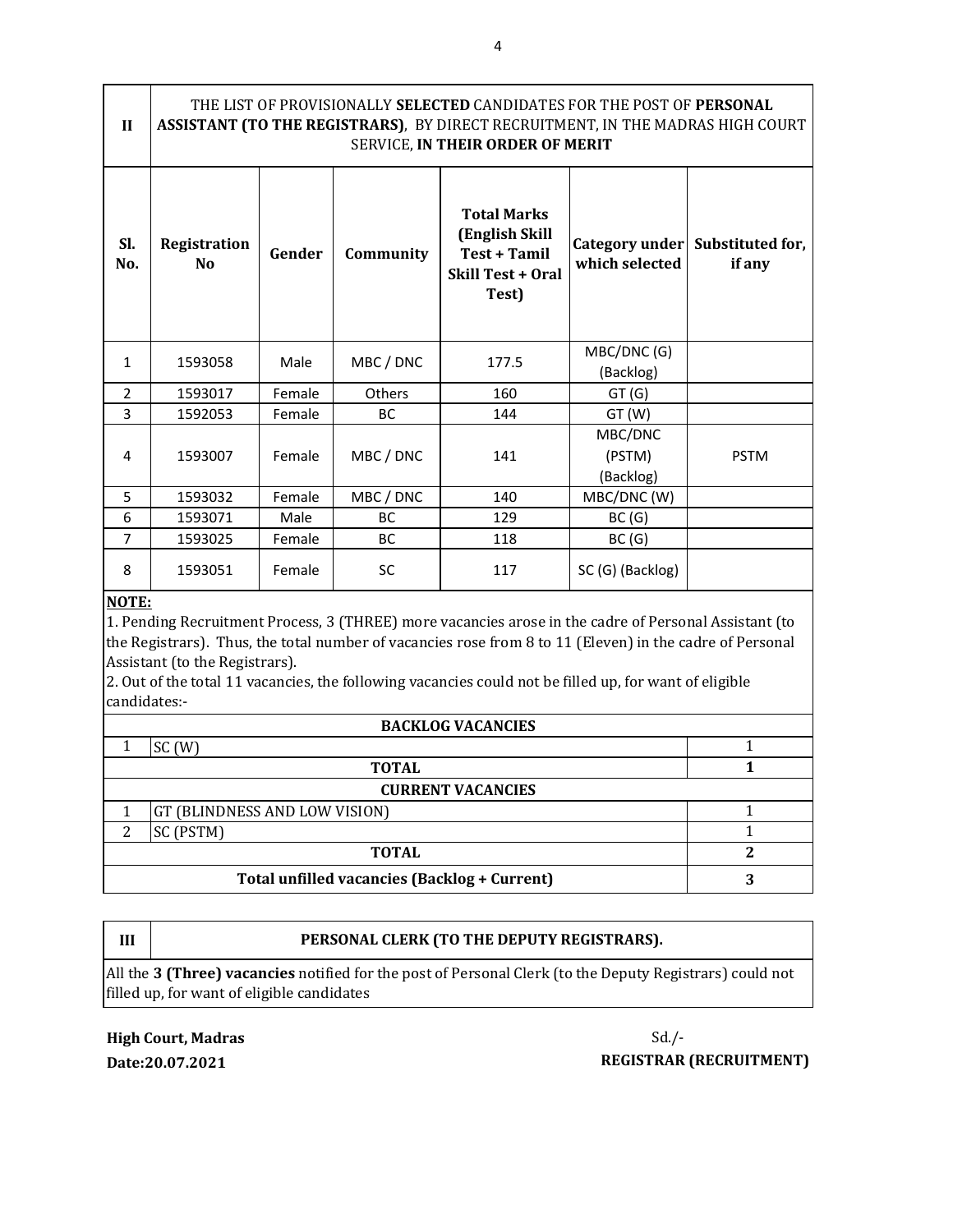| II | THE LIST OF PROVISIONALLY **SELECTED** CANDIDATES FOR THE POST OF **PERSONAL ASSISTANT (TO THE REGISTRARS)**, BY DIRECT RECRUITMENT, IN THE MADRAS HIGH COURT SERVICE, **IN THEIR ORDER OF MERIT** | | | | | |
|---|---|---|---|---|---|---|
| **Sl. No.** | **Registration No** | **Gender** | **Community** | **Total Marks (English Skill Test + Tamil Skill Test + Oral Test)** | **Category under which selected** | **Substituted for, if any** |
| 1 | 1593058 | Male | MBC / DNC | 177.5 | MBC/DNC (G) (Backlog) | |
| 2 | 1593017 | Female | Others | 160 | GT (G) | |
| 3 | 1592053 | Female | BC | 144 | GT (W) | |
| 4 | 1593007 | Female | MBC / DNC | 141 | MBC/DNC (PSTM) (Backlog) | PSTM |
| 5 | 1593032 | Female | MBC / DNC | 140 | MBC/DNC (W) | |
| 6 | 1593071 | Male | BC | 129 | BC (G) | |
| 7 | 1593025 | Female | BC | 118 | BC (G) | |
| 8 | 1593051 | Female | SC | 117 | SC (G) (Backlog) | |

**NOTE:**

1. Pending Recruitment Process, 3 (THREE) more vacancies arose in the cadre of Personal Assistant (to the Registrars). Thus, the total number of vacancies rose from 8 to 11 (Eleven) in the cadre of Personal Assistant (to the Registrars).
2. Out of the total 11 vacancies, the following vacancies could not be filled up, for want of eligible candidates:-

| | | |
|---|---|---|
| **BACKLOG VACANCIES** | | |
| 1 | SC (W) | 1 |
| **TOTAL** | | **1** |
| **CURRENT VACANCIES** | | |
| 1 | GT (BLINDNESS AND LOW VISION) | 1 |
| 2 | SC (PSTM) | 1 |
| **TOTAL** | | **2** |
| **Total unfilled vacancies (Backlog + Current)** | | **3** |

| III | **PERSONAL CLERK (TO THE DEPUTY REGISTRARS).** |
|---|---|

All the **3 (Three) vacancies** notified for the post of Personal Clerk (to the Deputy Registrars) could not filled up, for want of eligible candidates

**High Court, Madras**
**Date:20.07.2021**

Sd./-
**REGISTRAR (RECRUITMENT)**